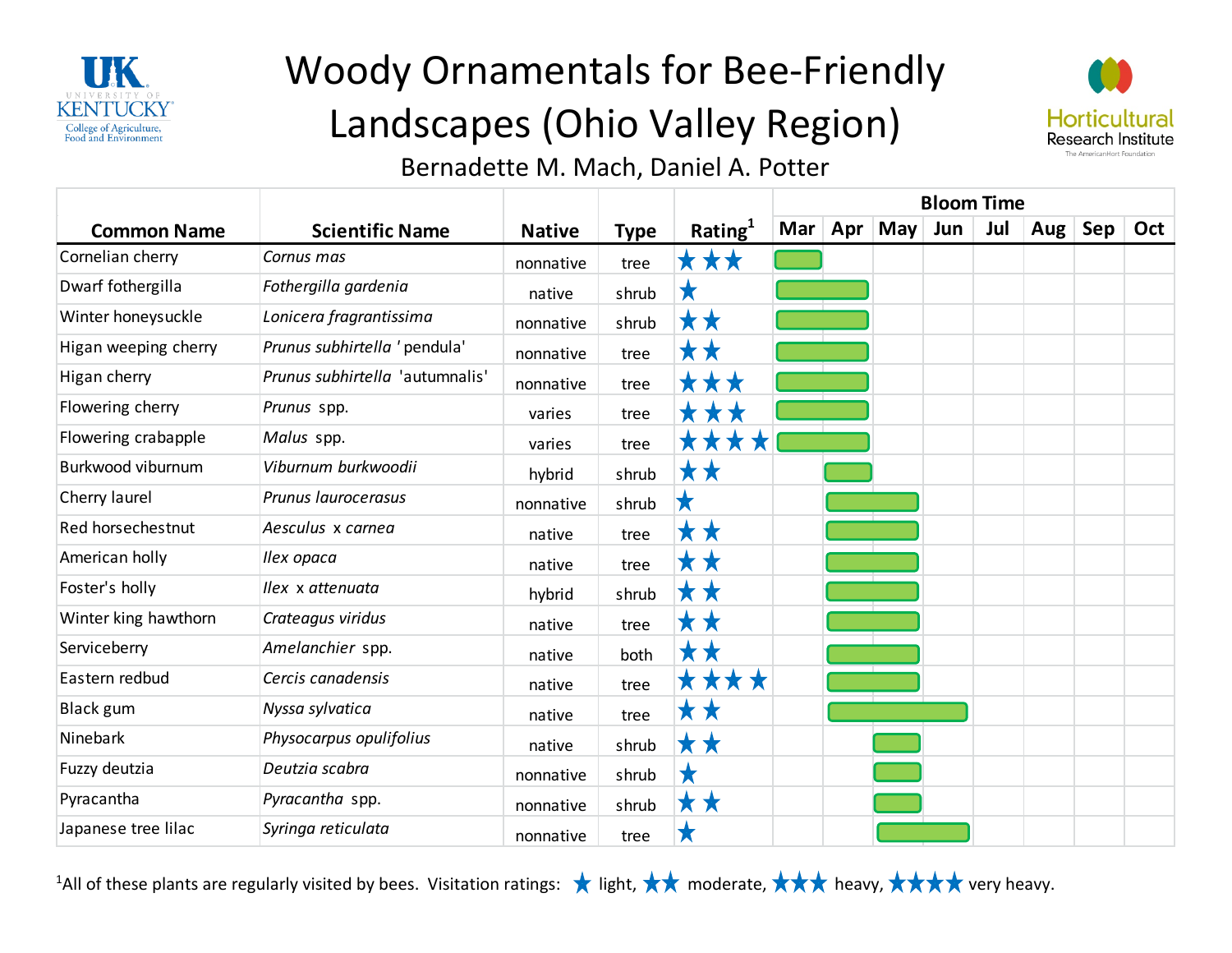# Woody Ornamentals for Bee-Friendly Landscapes (Ohio Valley Region)

Bernadette M. Mach, Daniel A. Potter

| Common Name | Scientific Name | Native | Type | Rating[1] | Bloom Time: Mar | Apr | May | Jun | Jul | Aug | Sep | Oct |
|---|---|---|---|---|---|---|---|---|---|---|---|---|
| Cornelian cherry | *Cornus mas* | nonnative | tree | ★★★ | ■ | | | | | | | |
| Dwarf fothergilla | *Fothergilla gardenia* | native | shrub | ★ | ■ | ■ | | | | | | |
| Winter honeysuckle | *Lonicera fragrantissima* | nonnative | shrub | ★★ | ■ | ■ | | | | | | |
| Higan weeping cherry | *Prunus subhirtella* ' pendula' | nonnative | tree | ★★ | ■ | ■ | | | | | | |
| Higan cherry | *Prunus subhirtella* 'autumnalis' | nonnative | tree | ★★★ | ■ | ■ | | | | | | |
| Flowering cherry | *Prunus* spp. | varies | tree | ★★★ | ■ | ■ | | | | | | |
| Flowering crabapple | *Malus* spp. | varies | tree | ★★★★ | ■ | ■ | | | | | | |
| Burkwood viburnum | *Viburnum burkwoodii* | hybrid | shrub | ★★ | | ■ | | | | | | |
| Cherry laurel | *Prunus laurocerasus* | nonnative | shrub | ★ | | ■ | ■ | | | | | |
| Red horsechestnut | *Aesculus* x *carnea* | native | tree | ★★ | | ■ | ■ | | | | | |
| American holly | *Ilex opaca* | native | tree | ★★ | | ■ | ■ | | | | | |
| Foster's holly | *Ilex* x *attenuata* | hybrid | shrub | ★★ | | ■ | ■ | | | | | |
| Winter king hawthorn | *Crateagus viridus* | native | tree | ★★ | | ■ | ■ | | | | | |
| Serviceberry | *Amelanchier* spp. | native | both | ★★ | | ■ | ■ | | | | | |
| Eastern redbud | *Cercis canadensis* | native | tree | ★★★★ | | ■ | ■ | | | | | |
| Black gum | *Nyssa sylvatica* | native | tree | ★★ | | ■ | ■ | ■ | | | | |
| Ninebark | *Physocarpus opulifolius* | native | shrub | ★★ | | | ■ | | | | | |
| Fuzzy deutzia | *Deutzia scabra* | nonnative | shrub | ★ | | | ■ | | | | | |
| Pyracantha | *Pyracantha* spp. | nonnative | shrub | ★★ | | | ■ | | | | | |
| Japanese tree lilac | *Syringa reticulata* | nonnative | tree | ★ | | | ■ | ■ | | | | |

[1]All of these plants are regularly visited by bees. Visitation ratings: ★ light, ★★ moderate, ★★★ heavy, ★★★★ very heavy.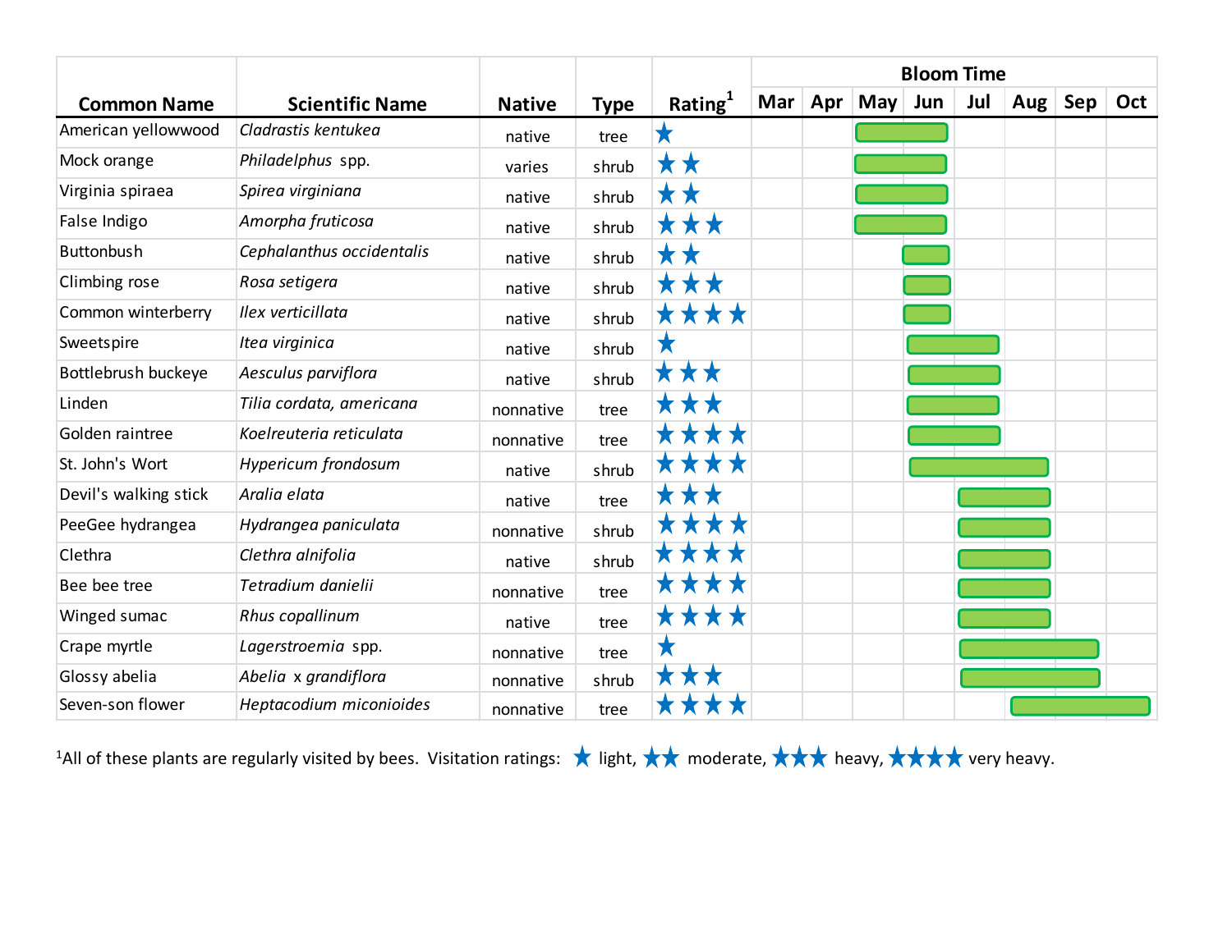| Common Name | Scientific Name | Native | Type | Rating[1] | Bloom Time | | | | | | | |
|---|---|---|---|---|---|---|---|---|---|---|---|---|
| | | | | | Mar | Apr | May | Jun | Jul | Aug | Sep | Oct |
| American yellowwood | *Cladrastis kentukea* | native | tree | ★ | | | ■ | ■ | | | | |
| Mock orange | *Philadelphus* spp. | varies | shrub | ★★ | | | ■ | ■ | | | | |
| Virginia spiraea | *Spirea virginiana* | native | shrub | ★★ | | | ■ | ■ | | | | |
| False Indigo | *Amorpha fruticosa* | native | shrub | ★★★ | | | ■ | ■ | | | | |
| Buttonbush | *Cephalanthus occidentalis* | native | shrub | ★★ | | | | ■ | | | | |
| Climbing rose | *Rosa setigera* | native | shrub | ★★★ | | | | ■ | | | | |
| Common winterberry | *Ilex verticillata* | native | shrub | ★★★★ | | | | ■ | | | | |
| Sweetspire | *Itea virginica* | native | shrub | ★ | | | | ■ | ■ | | | |
| Bottlebrush buckeye | *Aesculus parviflora* | native | shrub | ★★★ | | | | ■ | ■ | | | |
| Linden | *Tilia cordata, americana* | nonnative | tree | ★★★ | | | | ■ | ■ | | | |
| Golden raintree | *Koelreuteria reticulata* | nonnative | tree | ★★★★ | | | | ■ | ■ | | | |
| St. John's Wort | *Hypericum frondosum* | native | shrub | ★★★★ | | | | ■ | ■ | ■ | | |
| Devil's walking stick | *Aralia elata* | native | tree | ★★★ | | | | | ■ | ■ | | |
| PeeGee hydrangea | *Hydrangea paniculata* | nonnative | shrub | ★★★★ | | | | | ■ | ■ | | |
| Clethra | *Clethra alnifolia* | native | shrub | ★★★★ | | | | | ■ | ■ | | |
| Bee bee tree | *Tetradium danielii* | nonnative | tree | ★★★★ | | | | | ■ | ■ | | |
| Winged sumac | *Rhus copallinum* | native | tree | ★★★★ | | | | | ■ | ■ | | |
| Crape myrtle | *Lagerstroemia* spp. | nonnative | tree | ★ | | | | | ■ | ■ | ■ | |
| Glossy abelia | *Abelia* x *grandiflora* | nonnative | shrub | ★★★ | | | | | ■ | ■ | ■ | |
| Seven-son flower | *Heptacodium miconioides* | nonnative | tree | ★★★★ | | | | | | ■ | ■ | ■ |

[1]All of these plants are regularly visited by bees. Visitation ratings: ★ light, ★★ moderate, ★★★ heavy, ★★★★ very heavy.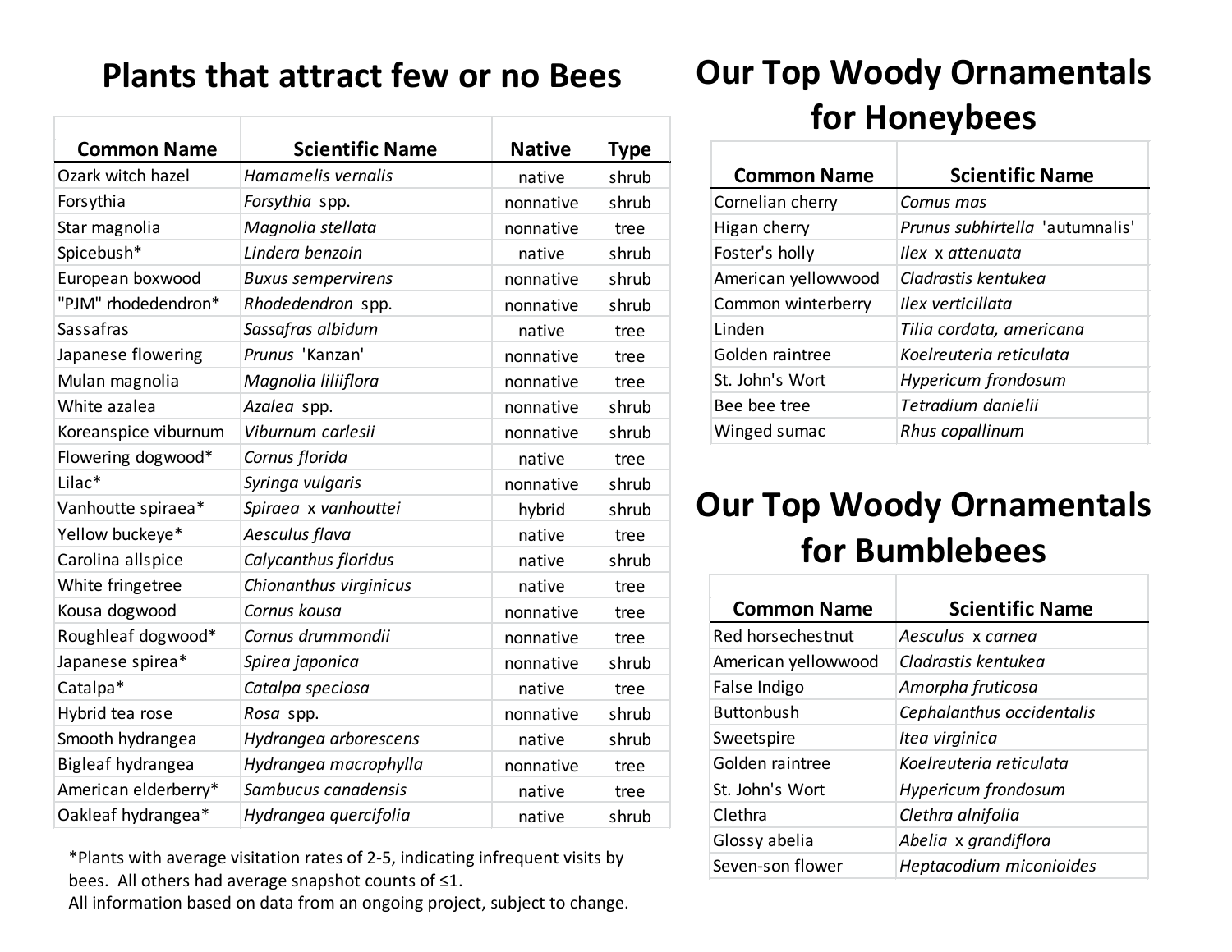## Plants that attract few or no Bees

| Common Name | Scientific Name | Native | Type |
|---|---|---|---|
| Ozark witch hazel | *Hamamelis vernalis* | native | shrub |
| Forsythia | *Forsythia* spp. | nonnative | shrub |
| Star magnolia | *Magnolia stellata* | nonnative | tree |
| Spicebush* | *Lindera benzoin* | native | shrub |
| European boxwood | *Buxus sempervirens* | nonnative | shrub |
| "PJM" rhodedendron* | *Rhododendron* spp. | nonnative | shrub |
| Sassafras | *Sassafras albidum* | native | tree |
| Japanese flowering | *Prunus* 'Kanzan' | nonnative | tree |
| Mulan magnolia | *Magnolia liliiflora* | nonnative | tree |
| White azalea | *Azalea* spp. | nonnative | shrub |
| Koreanspice viburnum | *Viburnum carlesii* | nonnative | shrub |
| Flowering dogwood* | *Cornus florida* | native | tree |
| Lilac* | *Syringa vulgaris* | nonnative | shrub |
| Vanhoutte spiraea* | *Spiraea* x *vanhouttei* | hybrid | shrub |
| Yellow buckeye* | *Aesculus flava* | native | tree |
| Carolina allspice | *Calycanthus floridus* | native | shrub |
| White fringetree | *Chionanthus virginicus* | native | tree |
| Kousa dogwood | *Cornus kousa* | nonnative | tree |
| Roughleaf dogwood* | *Cornus drummondii* | nonnative | tree |
| Japanese spirea* | *Spirea japonica* | nonnative | shrub |
| Catalpa* | *Catalpa speciosa* | native | tree |
| Hybrid tea rose | *Rosa* spp. | nonnative | shrub |
| Smooth hydrangea | *Hydrangea arborescens* | native | shrub |
| Bigleaf hydrangea | *Hydrangea macrophylla* | nonnative | tree |
| American elderberry* | *Sambucus canadensis* | native | tree |
| Oakleaf hydrangea* | *Hydrangea quercifolia* | native | shrub |

*Plants with average visitation rates of 2-5, indicating infrequent visits by bees. All others had average snapshot counts of ≤1.
All information based on data from an ongoing project, subject to change.

## Our Top Woody Ornamentals for Honeybees

| Common Name | Scientific Name |
|---|---|
| Cornelian cherry | *Cornus mas* |
| Higan cherry | *Prunus subhirtella* 'autumnalis' |
| Foster's holly | *Ilex* x *attenuata* |
| American yellowwood | *Cladrastis kentukea* |
| Common winterberry | *Ilex verticillata* |
| Linden | *Tilia cordata, americana* |
| Golden raintree | *Koelreuteria reticulata* |
| St. John's Wort | *Hypericum frondosum* |
| Bee bee tree | *Tetradium danielii* |
| Winged sumac | *Rhus copallinum* |

## Our Top Woody Ornamentals for Bumblebees

| Common Name | Scientific Name |
|---|---|
| Red horsechestnut | *Aesculus* x *carnea* |
| American yellowwood | *Cladrastis kentukea* |
| False Indigo | *Amorpha fruticosa* |
| Buttonbush | *Cephalanthus occidentalis* |
| Sweetspire | *Itea virginica* |
| Golden raintree | *Koelreuteria reticulata* |
| St. John's Wort | *Hypericum frondosum* |
| Clethra | *Clethra alnifolia* |
| Glossy abelia | *Abelia* x *grandiflora* |
| Seven-son flower | *Heptacodium miconioides* |